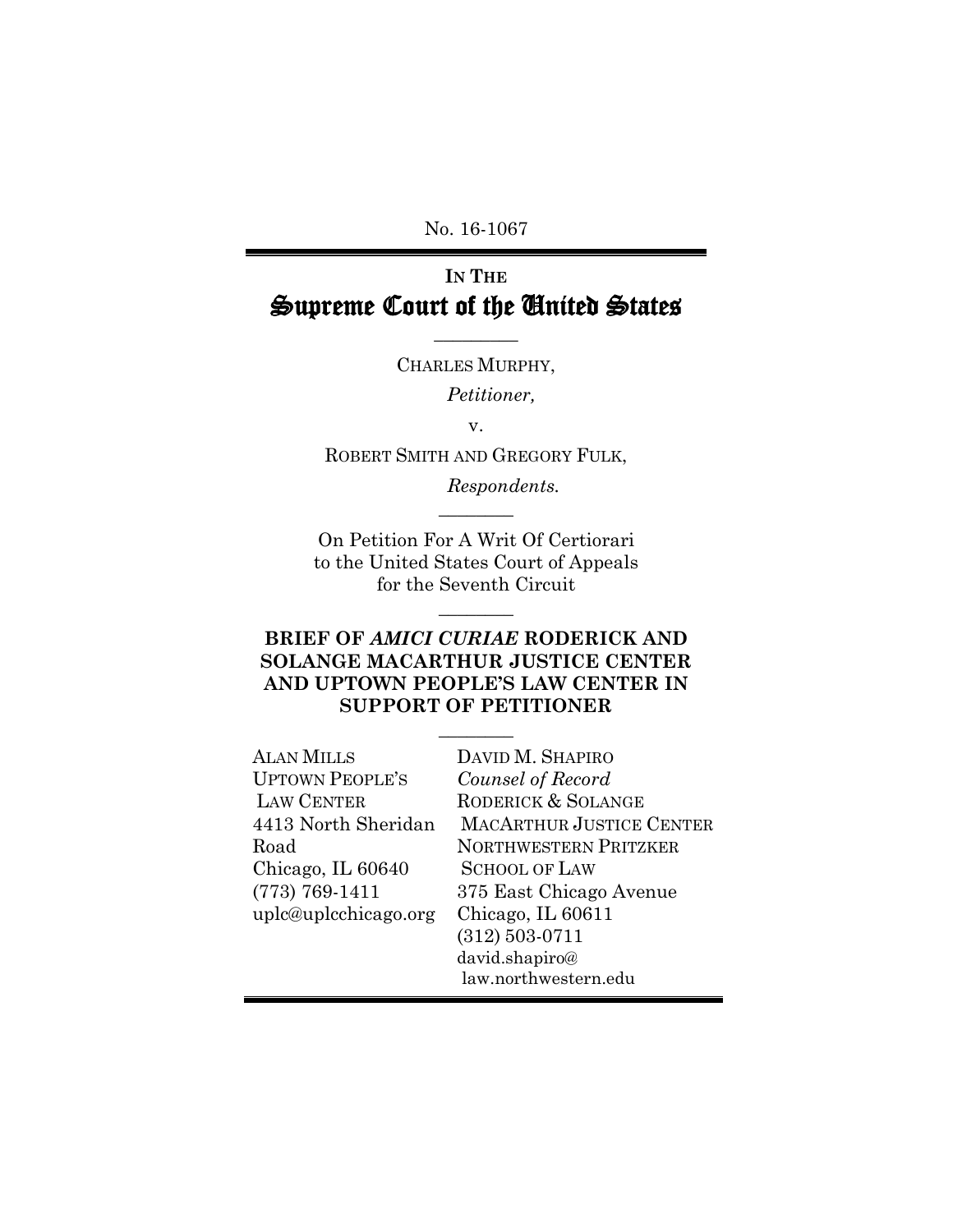No. 16-1067

IN THE

# Supreme Court of the United States

---

CHARLES MURPHY,

*Petitioner,*

v.

ROBERT SMITH AND GREGORY FULK,

*Respondents.*

---

On Petition For A Writ Of Certiorari to the United States Court of Appeals for the Seventh Circuit

---

**BRIEF OF *AMICI CURIAE* RODERICK AND SOLANGE MACARTHUR JUSTICE CENTER AND UPTOWN PEOPLE'S LAW CENTER IN SUPPORT OF PETITIONER**

---

ALAN MILLS
UPTOWN PEOPLE'S LAW CENTER
4413 North Sheridan Road
Chicago, IL 60640
(773) 769-1411
uplc@uplcchicago.org

DAVID M. SHAPIRO
*Counsel of Record*
RODERICK & SOLANGE MACARTHUR JUSTICE CENTER
NORTHWESTERN PRITZKER SCHOOL OF LAW
375 East Chicago Avenue
Chicago, IL 60611
(312) 503-0711
david.shapiro@law.northwestern.edu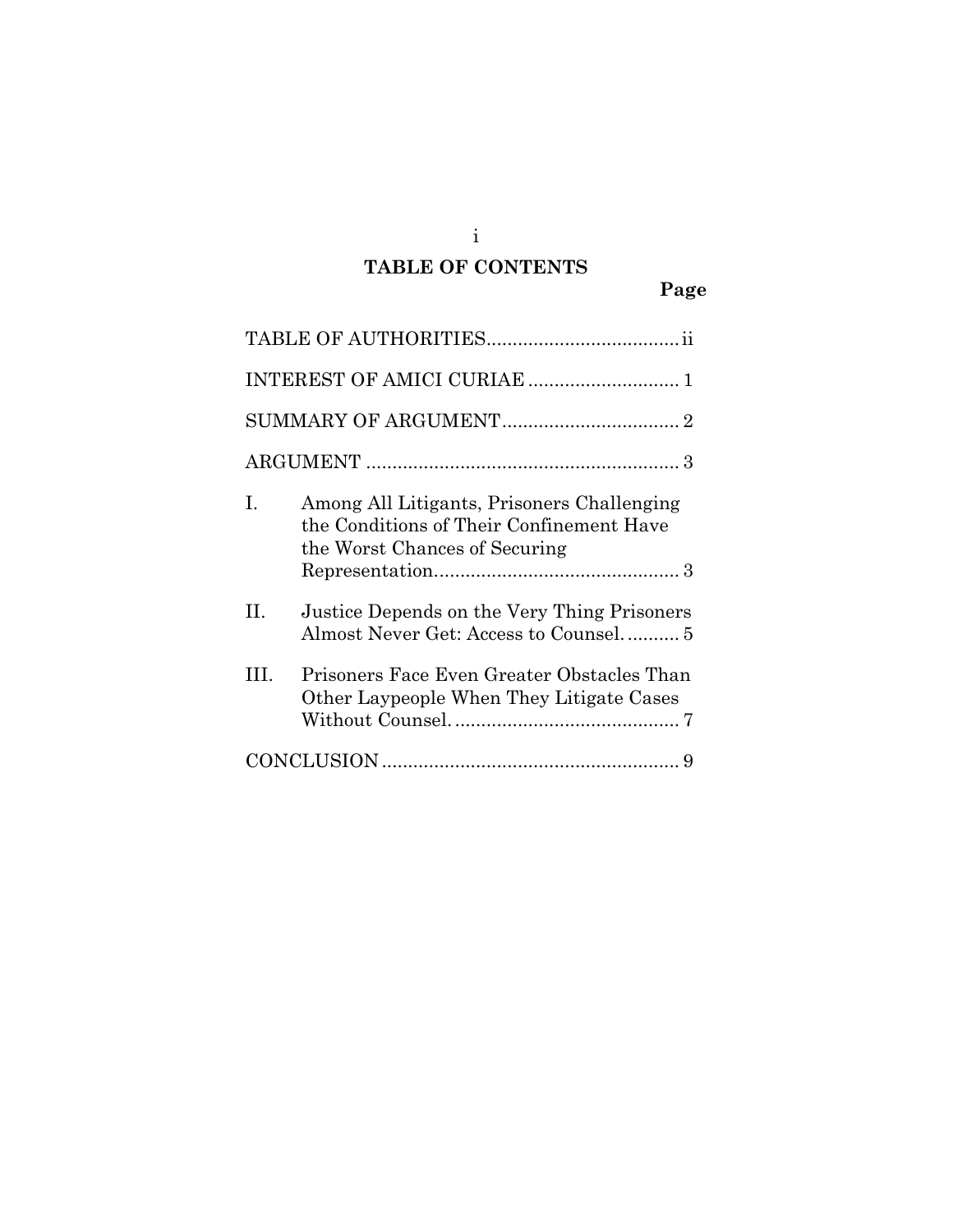## TABLE OF CONTENTS

| | Page |
|---|---|
| TABLE OF AUTHORITIES | ii |
| INTEREST OF AMICI CURIAE | 1 |
| SUMMARY OF ARGUMENT | 2 |
| ARGUMENT | 3 |
| I. Among All Litigants, Prisoners Challenging the Conditions of Their Confinement Have the Worst Chances of Securing Representation. | 3 |
| II. Justice Depends on the Very Thing Prisoners Almost Never Get: Access to Counsel. | 5 |
| III. Prisoners Face Even Greater Obstacles Than Other Laypeople When They Litigate Cases Without Counsel. | 7 |
| CONCLUSION | 9 |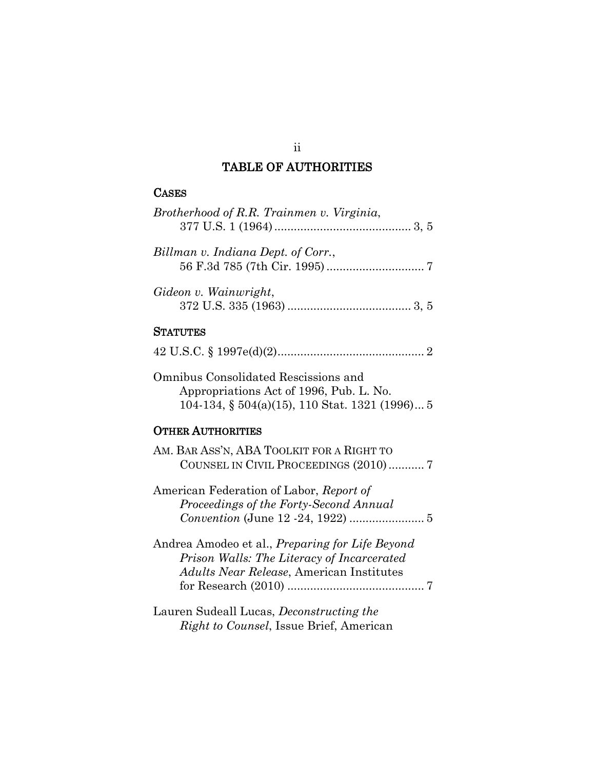# TABLE OF AUTHORITIES

## CASES

*Brotherhood of R.R. Trainmen v. Virginia*, 377 U.S. 1 (1964) .......................................... 3, 5

*Billman v. Indiana Dept. of Corr.*, 56 F.3d 785 (7th Cir. 1995) .............................. 7

*Gideon v. Wainwright*, 372 U.S. 335 (1963) ...................................... 3, 5

## STATUTES

42 U.S.C. § 1997e(d)(2)............................................. 2

Omnibus Consolidated Rescissions and Appropriations Act of 1996, Pub. L. No. 104-134, § 504(a)(15), 110 Stat. 1321 (1996)... 5

## OTHER AUTHORITIES

AM. BAR ASS'N, ABA TOOLKIT FOR A RIGHT TO COUNSEL IN CIVIL PROCEEDINGS (2010) ........... 7

American Federation of Labor, *Report of Proceedings of the Forty-Second Annual Convention* (June 12 -24, 1922) ....................... 5

Andrea Amodeo et al., *Preparing for Life Beyond Prison Walls: The Literacy of Incarcerated Adults Near Release*, American Institutes for Research (2010) .......................................... 7

Lauren Sudeall Lucas, *Deconstructing the Right to Counsel*, Issue Brief, American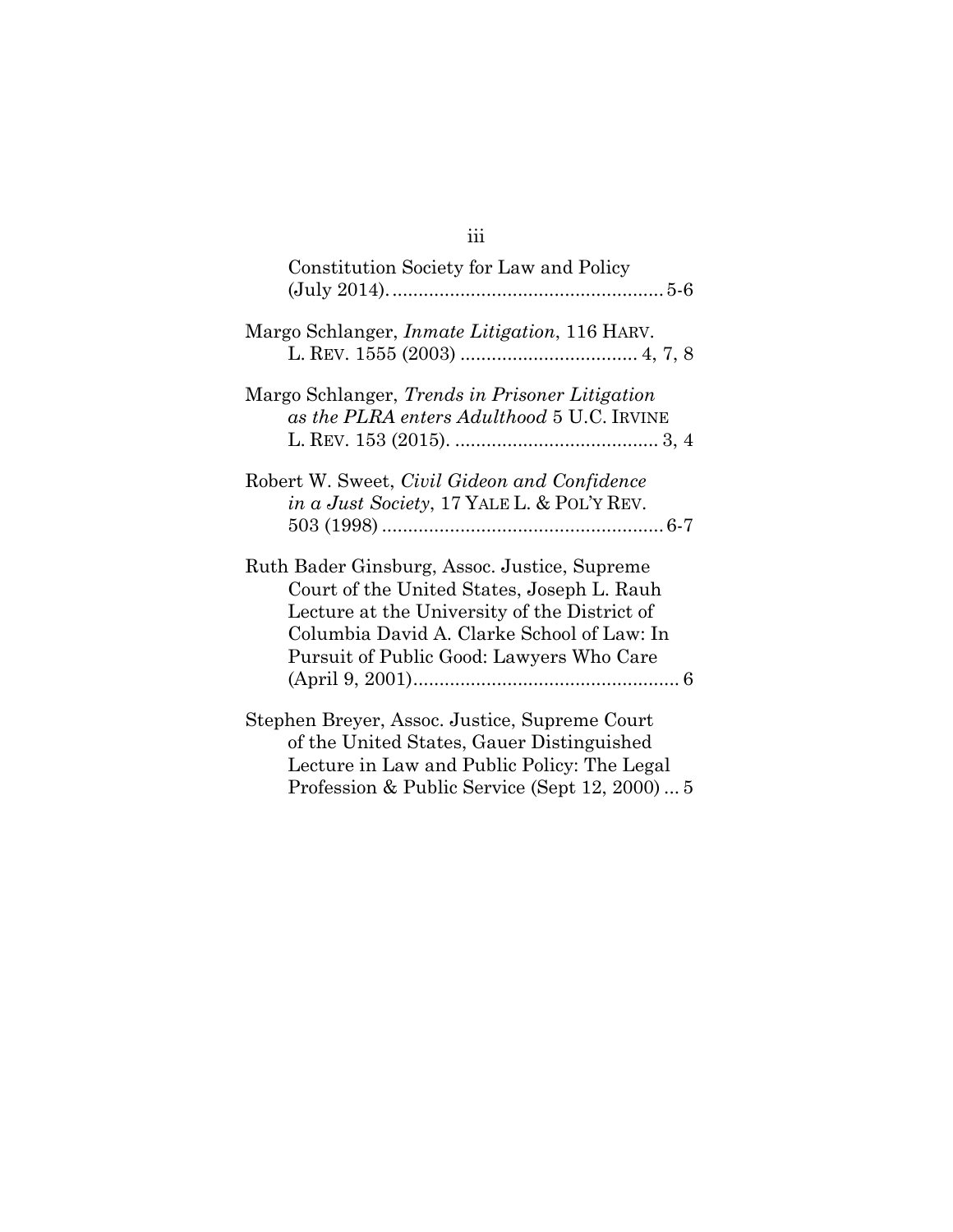Constitution Society for Law and Policy (July 2014). .................................................... 5-6

Margo Schlanger, *Inmate Litigation*, 116 HARV. L. REV. 1555 (2003) .................................. 4, 7, 8

Margo Schlanger, *Trends in Prisoner Litigation as the PLRA enters Adulthood* 5 U.C. IRVINE L. REV. 153 (2015). ...................................... 3, 4

Robert W. Sweet, *Civil Gideon and Confidence in a Just Society*, 17 YALE L. & POL'Y REV. 503 (1998) ...................................................... 6-7

Ruth Bader Ginsburg, Assoc. Justice, Supreme Court of the United States, Joseph L. Rauh Lecture at the University of the District of Columbia David A. Clarke School of Law: In Pursuit of Public Good: Lawyers Who Care (April 9, 2001)................................................... 6

Stephen Breyer, Assoc. Justice, Supreme Court of the United States, Gauer Distinguished Lecture in Law and Public Policy: The Legal Profession & Public Service (Sept 12, 2000) ... 5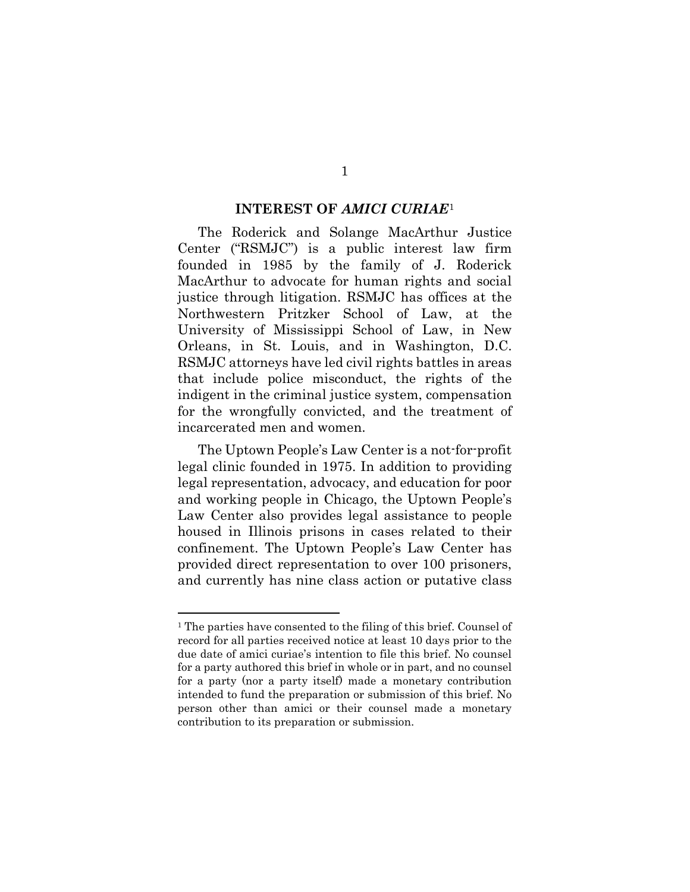## INTEREST OF *AMICI CURIAE*[1]

The Roderick and Solange MacArthur Justice Center ("RSMJC") is a public interest law firm founded in 1985 by the family of J. Roderick MacArthur to advocate for human rights and social justice through litigation. RSMJC has offices at the Northwestern Pritzker School of Law, at the University of Mississippi School of Law, in New Orleans, in St. Louis, and in Washington, D.C. RSMJC attorneys have led civil rights battles in areas that include police misconduct, the rights of the indigent in the criminal justice system, compensation for the wrongfully convicted, and the treatment of incarcerated men and women.

The Uptown People's Law Center is a not-for-profit legal clinic founded in 1975. In addition to providing legal representation, advocacy, and education for poor and working people in Chicago, the Uptown People's Law Center also provides legal assistance to people housed in Illinois prisons in cases related to their confinement. The Uptown People's Law Center has provided direct representation to over 100 prisoners, and currently has nine class action or putative class

---

[1] The parties have consented to the filing of this brief. Counsel of record for all parties received notice at least 10 days prior to the due date of amici curiae's intention to file this brief. No counsel for a party authored this brief in whole or in part, and no counsel for a party (nor a party itself) made a monetary contribution intended to fund the preparation or submission of this brief. No person other than amici or their counsel made a monetary contribution to its preparation or submission.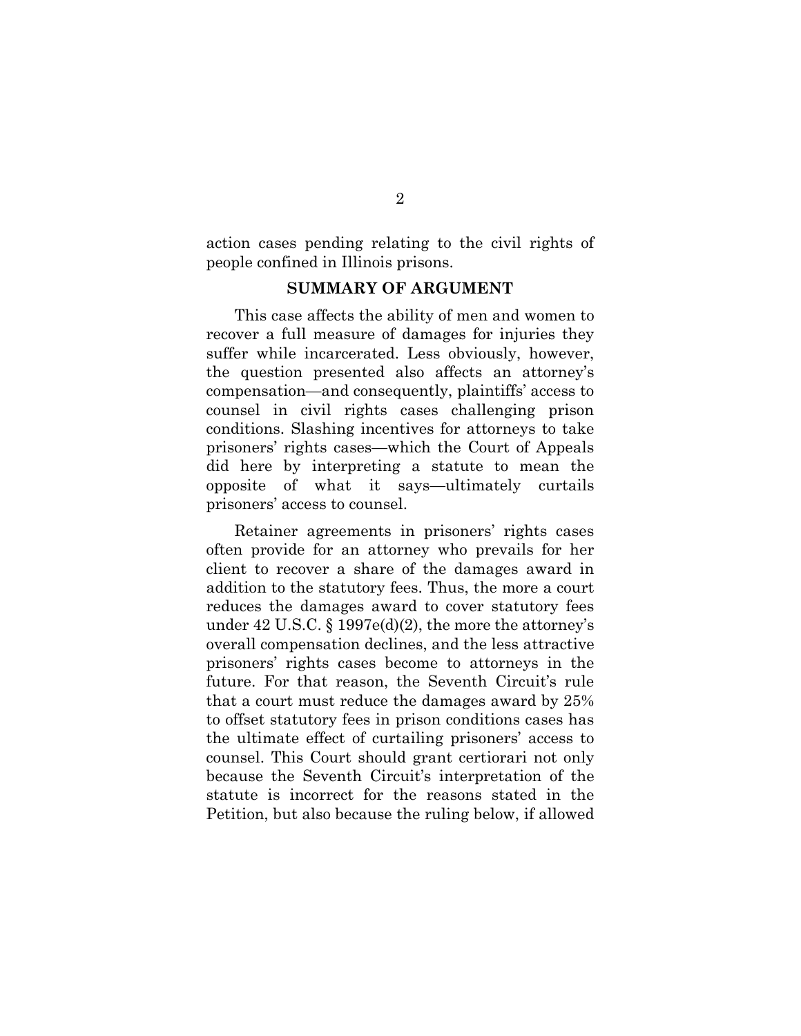action cases pending relating to the civil rights of people confined in Illinois prisons.

## SUMMARY OF ARGUMENT

This case affects the ability of men and women to recover a full measure of damages for injuries they suffer while incarcerated. Less obviously, however, the question presented also affects an attorney's compensation—and consequently, plaintiffs' access to counsel in civil rights cases challenging prison conditions. Slashing incentives for attorneys to take prisoners' rights cases—which the Court of Appeals did here by interpreting a statute to mean the opposite of what it says—ultimately curtails prisoners' access to counsel.

Retainer agreements in prisoners' rights cases often provide for an attorney who prevails for her client to recover a share of the damages award in addition to the statutory fees. Thus, the more a court reduces the damages award to cover statutory fees under 42 U.S.C. § 1997e(d)(2), the more the attorney's overall compensation declines, and the less attractive prisoners' rights cases become to attorneys in the future. For that reason, the Seventh Circuit's rule that a court must reduce the damages award by 25% to offset statutory fees in prison conditions cases has the ultimate effect of curtailing prisoners' access to counsel. This Court should grant certiorari not only because the Seventh Circuit's interpretation of the statute is incorrect for the reasons stated in the Petition, but also because the ruling below, if allowed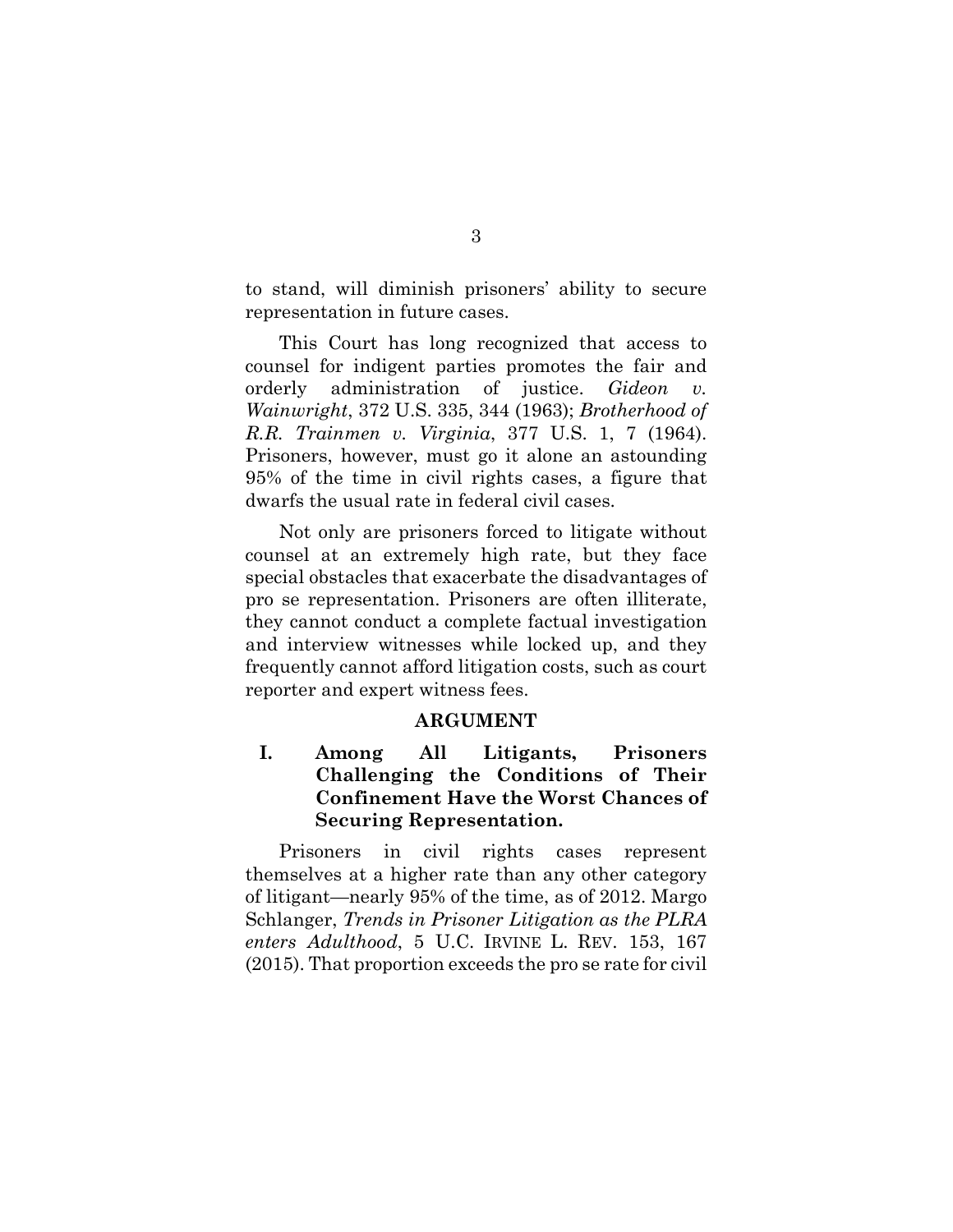to stand, will diminish prisoners' ability to secure representation in future cases.

This Court has long recognized that access to counsel for indigent parties promotes the fair and orderly administration of justice. *Gideon v. Wainwright*, 372 U.S. 335, 344 (1963); *Brotherhood of R.R. Trainmen v. Virginia*, 377 U.S. 1, 7 (1964). Prisoners, however, must go it alone an astounding 95% of the time in civil rights cases, a figure that dwarfs the usual rate in federal civil cases.

Not only are prisoners forced to litigate without counsel at an extremely high rate, but they face special obstacles that exacerbate the disadvantages of pro se representation. Prisoners are often illiterate, they cannot conduct a complete factual investigation and interview witnesses while locked up, and they frequently cannot afford litigation costs, such as court reporter and expert witness fees.

## ARGUMENT

### I. Among All Litigants, Prisoners Challenging the Conditions of Their Confinement Have the Worst Chances of Securing Representation.

Prisoners in civil rights cases represent themselves at a higher rate than any other category of litigant—nearly 95% of the time, as of 2012. Margo Schlanger, *Trends in Prisoner Litigation as the PLRA enters Adulthood*, 5 U.C. IRVINE L. REV. 153, 167 (2015). That proportion exceeds the pro se rate for civil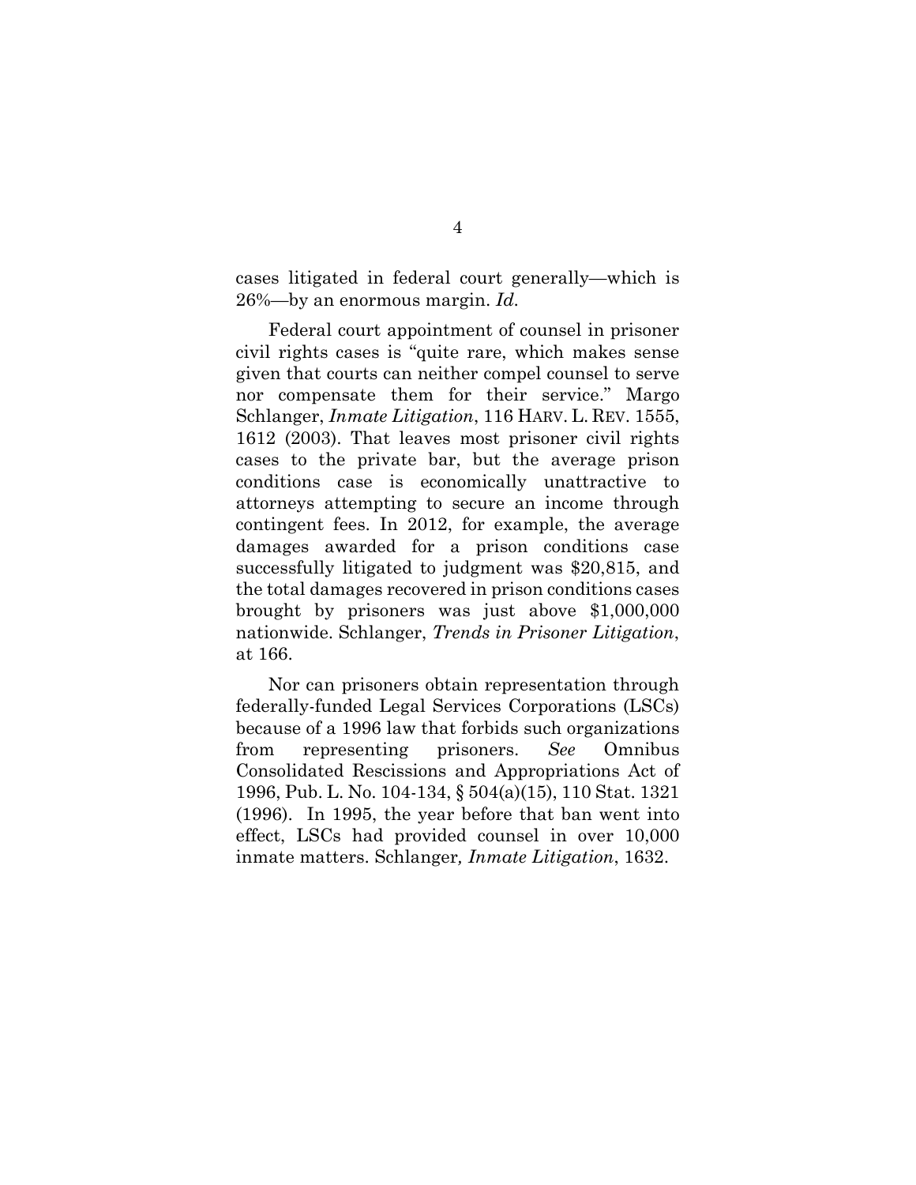cases litigated in federal court generally—which is 26%—by an enormous margin. *Id.*

Federal court appointment of counsel in prisoner civil rights cases is "quite rare, which makes sense given that courts can neither compel counsel to serve nor compensate them for their service." Margo Schlanger, *Inmate Litigation*, 116 HARV. L. REV. 1555, 1612 (2003). That leaves most prisoner civil rights cases to the private bar, but the average prison conditions case is economically unattractive to attorneys attempting to secure an income through contingent fees. In 2012, for example, the average damages awarded for a prison conditions case successfully litigated to judgment was $20,815, and the total damages recovered in prison conditions cases brought by prisoners was just above $1,000,000 nationwide. Schlanger, *Trends in Prisoner Litigation*, at 166.

Nor can prisoners obtain representation through federally-funded Legal Services Corporations (LSCs) because of a 1996 law that forbids such organizations from representing prisoners. *See* Omnibus Consolidated Rescissions and Appropriations Act of 1996, Pub. L. No. 104-134, § 504(a)(15), 110 Stat. 1321 (1996). In 1995, the year before that ban went into effect, LSCs had provided counsel in over 10,000 inmate matters. Schlanger*, Inmate Litigation*, 1632.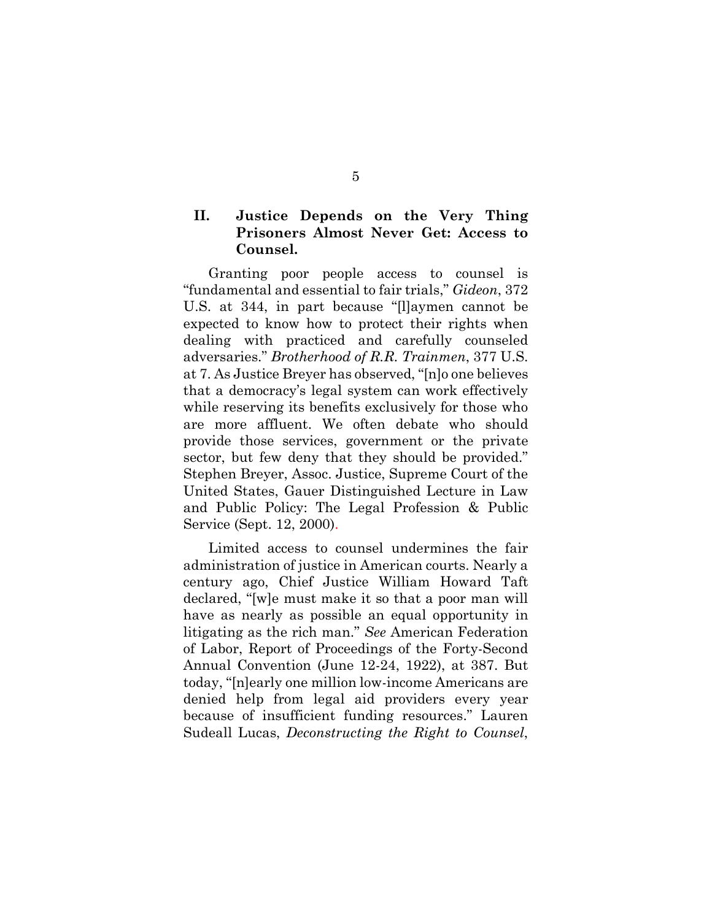## II. Justice Depends on the Very Thing Prisoners Almost Never Get: Access to Counsel.

Granting poor people access to counsel is "fundamental and essential to fair trials," *Gideon*, 372 U.S. at 344, in part because "[l]aymen cannot be expected to know how to protect their rights when dealing with practiced and carefully counseled adversaries." *Brotherhood of R.R. Trainmen*, 377 U.S. at 7. As Justice Breyer has observed, "[n]o one believes that a democracy's legal system can work effectively while reserving its benefits exclusively for those who are more affluent. We often debate who should provide those services, government or the private sector, but few deny that they should be provided." Stephen Breyer, Assoc. Justice, Supreme Court of the United States, Gauer Distinguished Lecture in Law and Public Policy: The Legal Profession & Public Service (Sept. 12, 2000).

Limited access to counsel undermines the fair administration of justice in American courts. Nearly a century ago, Chief Justice William Howard Taft declared, "[w]e must make it so that a poor man will have as nearly as possible an equal opportunity in litigating as the rich man." *See* American Federation of Labor, Report of Proceedings of the Forty-Second Annual Convention (June 12-24, 1922), at 387. But today, "[n]early one million low-income Americans are denied help from legal aid providers every year because of insufficient funding resources." Lauren Sudeall Lucas, *Deconstructing the Right to Counsel*,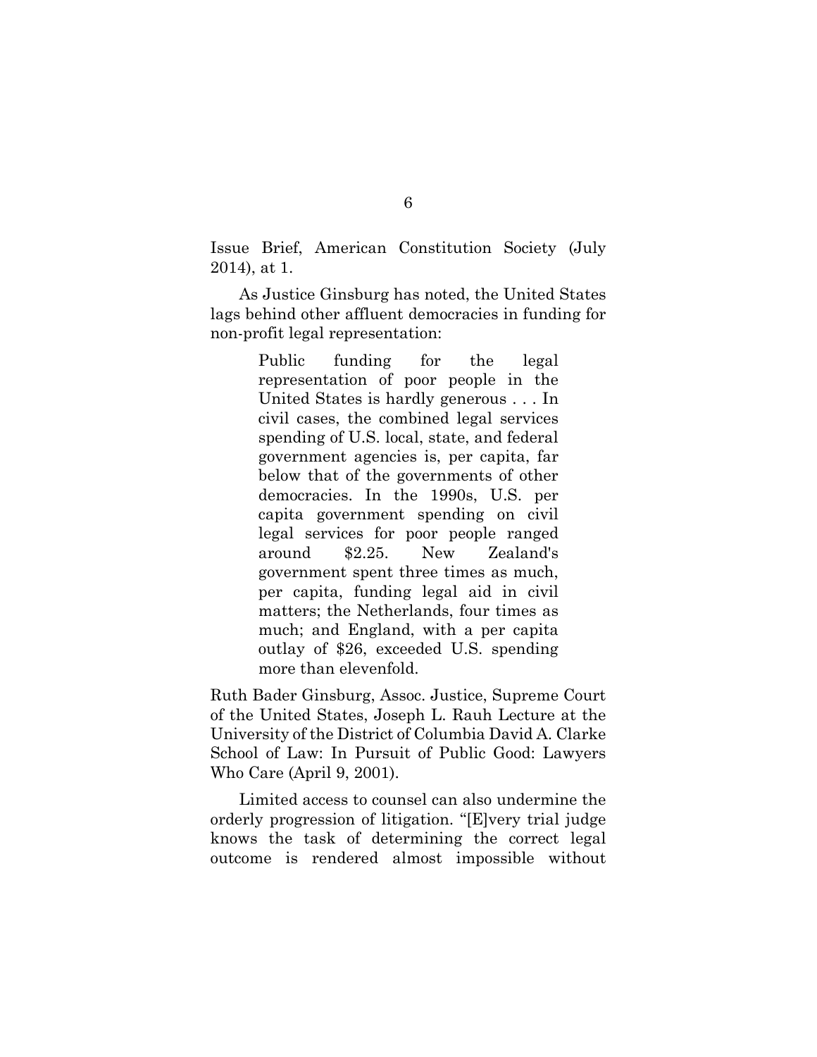Issue Brief, American Constitution Society (July 2014), at 1.

As Justice Ginsburg has noted, the United States lags behind other affluent democracies in funding for non-profit legal representation:

> Public funding for the legal representation of poor people in the United States is hardly generous . . . In civil cases, the combined legal services spending of U.S. local, state, and federal government agencies is, per capita, far below that of the governments of other democracies. In the 1990s, U.S. per capita government spending on civil legal services for poor people ranged around $2.25. New Zealand's government spent three times as much, per capita, funding legal aid in civil matters; the Netherlands, four times as much; and England, with a per capita outlay of $26, exceeded U.S. spending more than elevenfold.

Ruth Bader Ginsburg, Assoc. Justice, Supreme Court of the United States, Joseph L. Rauh Lecture at the University of the District of Columbia David A. Clarke School of Law: In Pursuit of Public Good: Lawyers Who Care (April 9, 2001).

Limited access to counsel can also undermine the orderly progression of litigation. "[E]very trial judge knows the task of determining the correct legal outcome is rendered almost impossible without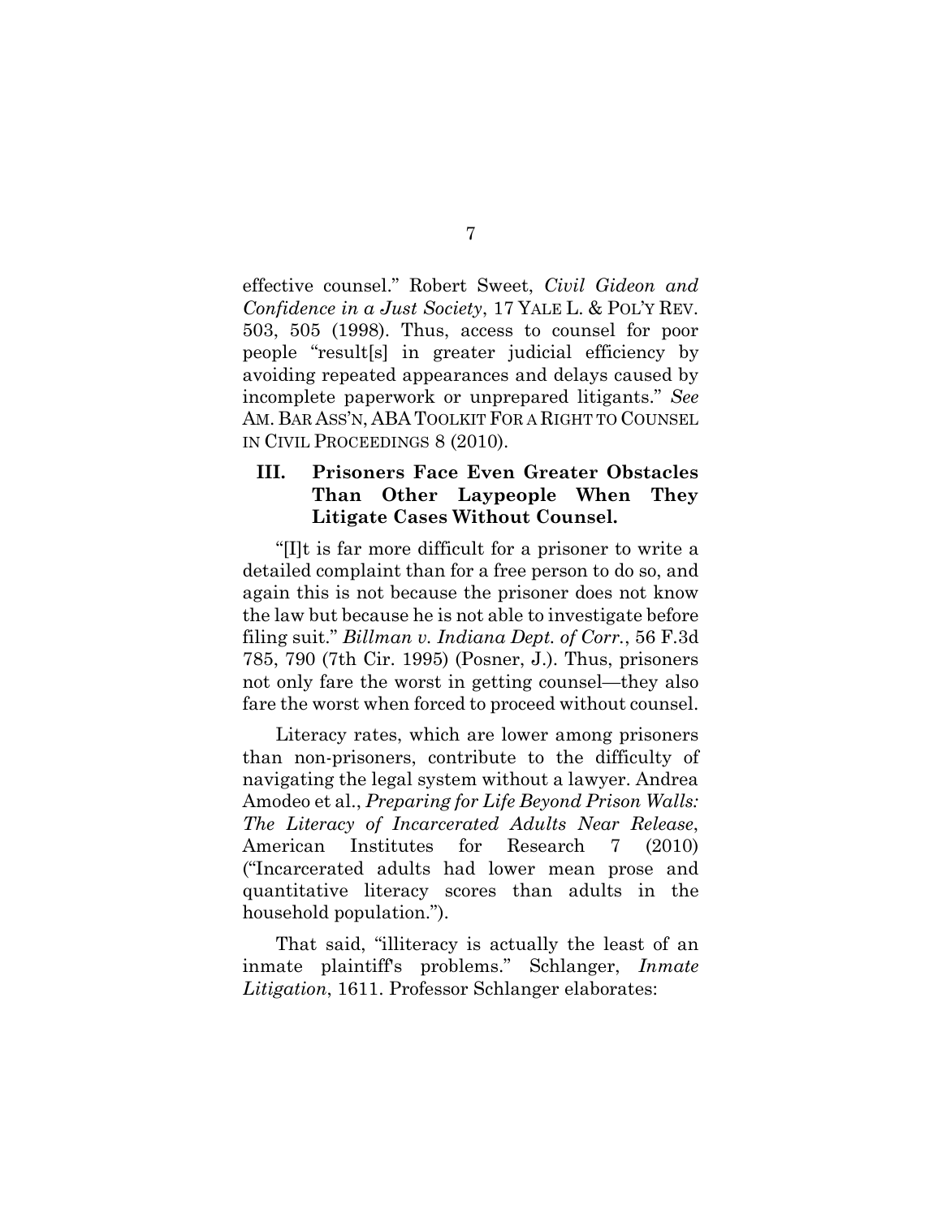effective counsel." Robert Sweet, *Civil Gideon and Confidence in a Just Society*, 17 YALE L. & POL'Y REV. 503, 505 (1998). Thus, access to counsel for poor people "result[s] in greater judicial efficiency by avoiding repeated appearances and delays caused by incomplete paperwork or unprepared litigants." *See* AM. BAR ASS'N, ABA TOOLKIT FOR A RIGHT TO COUNSEL IN CIVIL PROCEEDINGS 8 (2010).

## III. Prisoners Face Even Greater Obstacles Than Other Laypeople When They Litigate Cases Without Counsel.

"[I]t is far more difficult for a prisoner to write a detailed complaint than for a free person to do so, and again this is not because the prisoner does not know the law but because he is not able to investigate before filing suit." *Billman v. Indiana Dept. of Corr.*, 56 F.3d 785, 790 (7th Cir. 1995) (Posner, J.). Thus, prisoners not only fare the worst in getting counsel—they also fare the worst when forced to proceed without counsel.

Literacy rates, which are lower among prisoners than non-prisoners, contribute to the difficulty of navigating the legal system without a lawyer. Andrea Amodeo et al., *Preparing for Life Beyond Prison Walls: The Literacy of Incarcerated Adults Near Release*, American Institutes for Research 7 (2010) ("Incarcerated adults had lower mean prose and quantitative literacy scores than adults in the household population.").

That said, "illiteracy is actually the least of an inmate plaintiff's problems." Schlanger, *Inmate Litigation*, 1611. Professor Schlanger elaborates: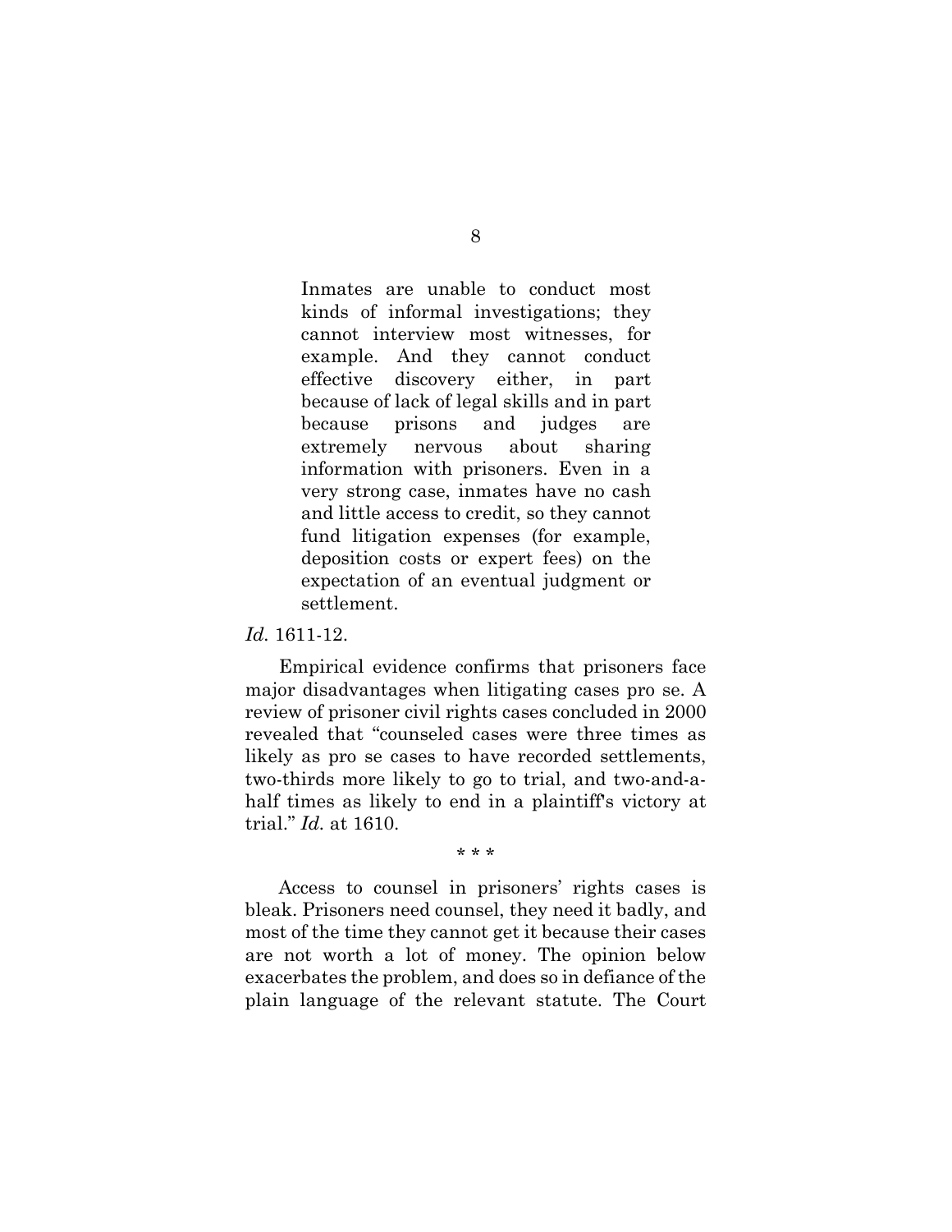> Inmates are unable to conduct most kinds of informal investigations; they cannot interview most witnesses, for example. And they cannot conduct effective discovery either, in part because of lack of legal skills and in part because prisons and judges are extremely nervous about sharing information with prisoners. Even in a very strong case, inmates have no cash and little access to credit, so they cannot fund litigation expenses (for example, deposition costs or expert fees) on the expectation of an eventual judgment or settlement.

*Id.* 1611-12.

Empirical evidence confirms that prisoners face major disadvantages when litigating cases pro se. A review of prisoner civil rights cases concluded in 2000 revealed that "counseled cases were three times as likely as pro se cases to have recorded settlements, two-thirds more likely to go to trial, and two-and-a-half times as likely to end in a plaintiff's victory at trial." *Id.* at 1610.

\* \* \*

Access to counsel in prisoners' rights cases is bleak. Prisoners need counsel, they need it badly, and most of the time they cannot get it because their cases are not worth a lot of money. The opinion below exacerbates the problem, and does so in defiance of the plain language of the relevant statute. The Court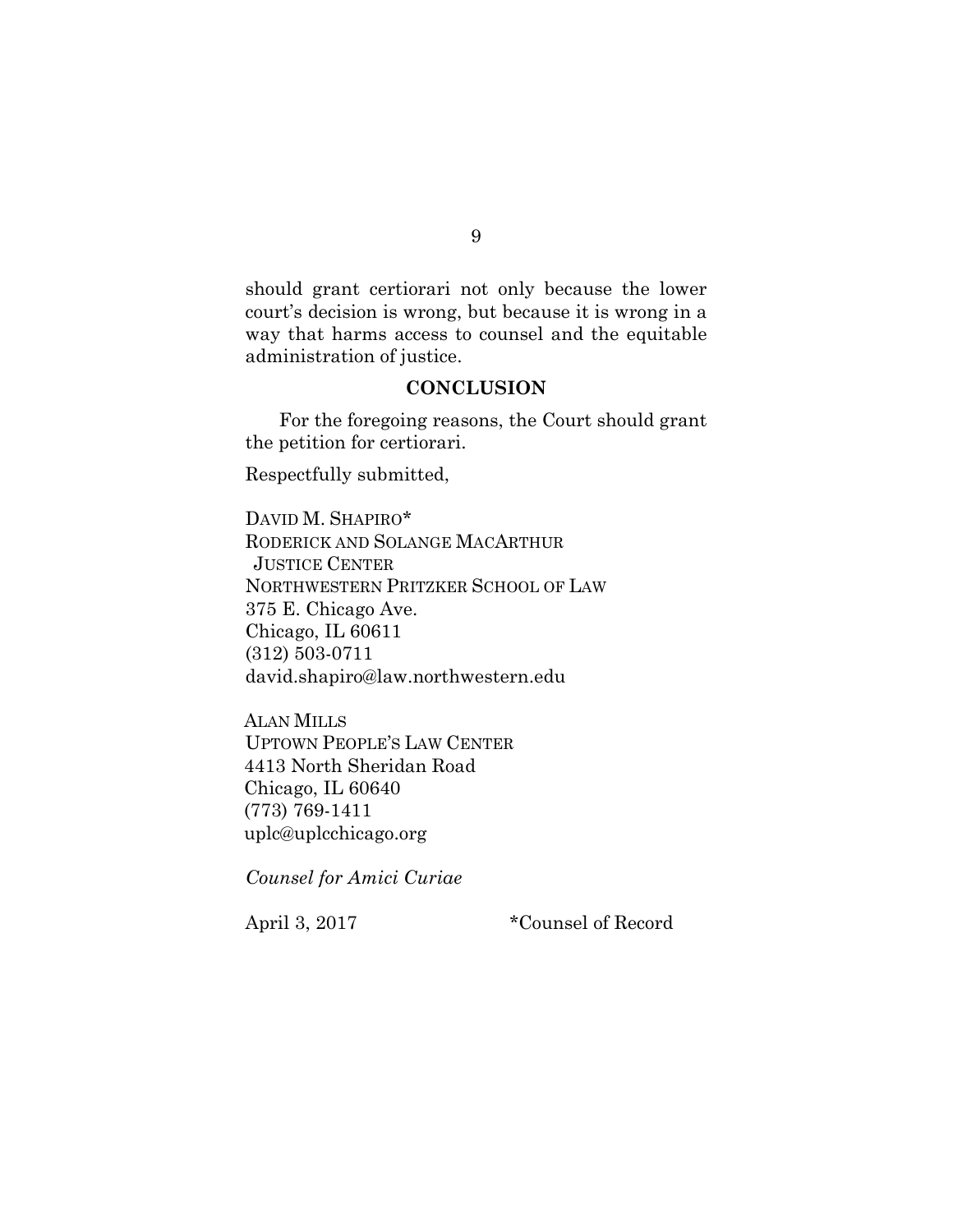should grant certiorari not only because the lower court's decision is wrong, but because it is wrong in a way that harms access to counsel and the equitable administration of justice.

## CONCLUSION

For the foregoing reasons, the Court should grant the petition for certiorari.

Respectfully submitted,

DAVID M. SHAPIRO*
RODERICK AND SOLANGE MACARTHUR
JUSTICE CENTER
NORTHWESTERN PRITZKER SCHOOL OF LAW
375 E. Chicago Ave.
Chicago, IL 60611
(312) 503-0711
david.shapiro@law.northwestern.edu

ALAN MILLS
UPTOWN PEOPLE'S LAW CENTER
4413 North Sheridan Road
Chicago, IL 60640
(773) 769-1411
uplc@uplcchicago.org

*Counsel for Amici Curiae*

April 3, 2017 *Counsel of Record